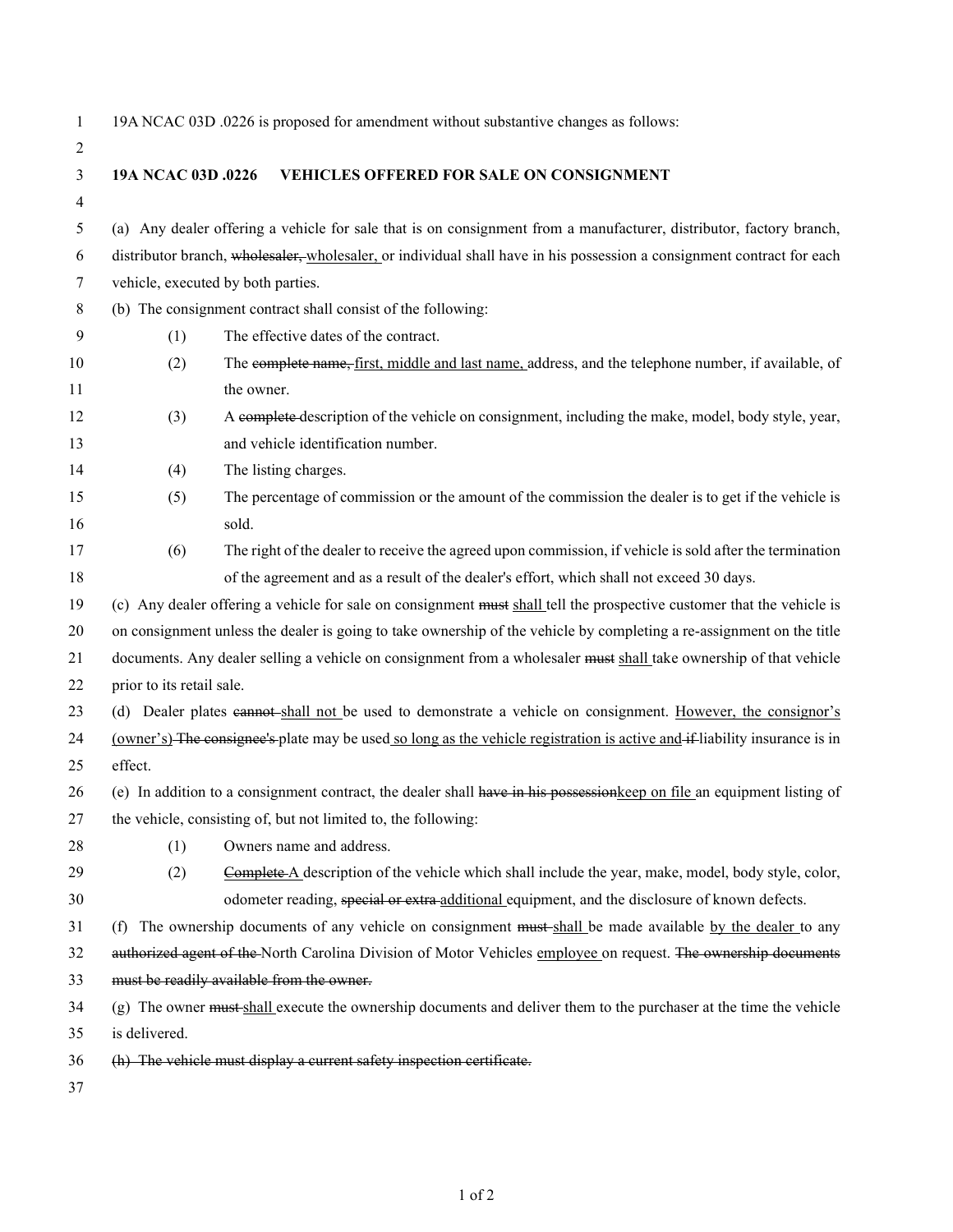19A NCAC 03D .0226 is proposed for amendment without substantive changes as follows:

**19A NCAC 03D .0226 VEHICLES OFFERED FOR SALE ON CONSIGNMENT**

(a) Any dealer offering a vehicle for sale that is on consignment from a manufacturer, distributor, factory branch, distributor branch, ~~wholesaler,~~ <u>wholesaler,</u> or individual shall have in his possession a consignment contract for each vehicle, executed by both parties.

(b) The consignment contract shall consist of the following:

(1) The effective dates of the contract.

(2) The ~~complete name,~~ <u>first, middle and last name,</u> address, and the telephone number, if available, of the owner.

(3) A ~~complete~~ description of the vehicle on consignment, including the make, model, body style, year, and vehicle identification number.

(4) The listing charges.

(5) The percentage of commission or the amount of the commission the dealer is to get if the vehicle is sold.

(6) The right of the dealer to receive the agreed upon commission, if vehicle is sold after the termination of the agreement and as a result of the dealer's effort, which shall not exceed 30 days.

(c) Any dealer offering a vehicle for sale on consignment ~~must~~ <u>shall</u> tell the prospective customer that the vehicle is on consignment unless the dealer is going to take ownership of the vehicle by completing a re-assignment on the title documents. Any dealer selling a vehicle on consignment from a wholesaler ~~must~~ <u>shall</u> take ownership of that vehicle prior to its retail sale.

(d) Dealer plates ~~cannot~~ <u>shall not</u> be used to demonstrate a vehicle on consignment. <u>However, the consignor's (owner's)</u> ~~The consignee's~~ plate may be used <u>so long as the vehicle registration is active and</u> ~~if~~ liability insurance is in effect.

(e) In addition to a consignment contract, the dealer shall ~~have in his possession~~<u>keep on file</u> an equipment listing of the vehicle, consisting of, but not limited to, the following:

(1) Owners name and address.

(2) ~~Complete~~ <u>A</u> description of the vehicle which shall include the year, make, model, body style, color, odometer reading, ~~special or extra~~ <u>additional</u> equipment, and the disclosure of known defects.

(f) The ownership documents of any vehicle on consignment ~~must~~ <u>shall</u> be made available <u>by the dealer</u> to any ~~authorized agent of the~~ North Carolina Division of Motor Vehicles <u>employee</u> on request. ~~The ownership documents must be readily available from the owner.~~

(g) The owner ~~must~~ <u>shall</u> execute the ownership documents and deliver them to the purchaser at the time the vehicle is delivered.

~~(h) The vehicle must display a current safety inspection certificate.~~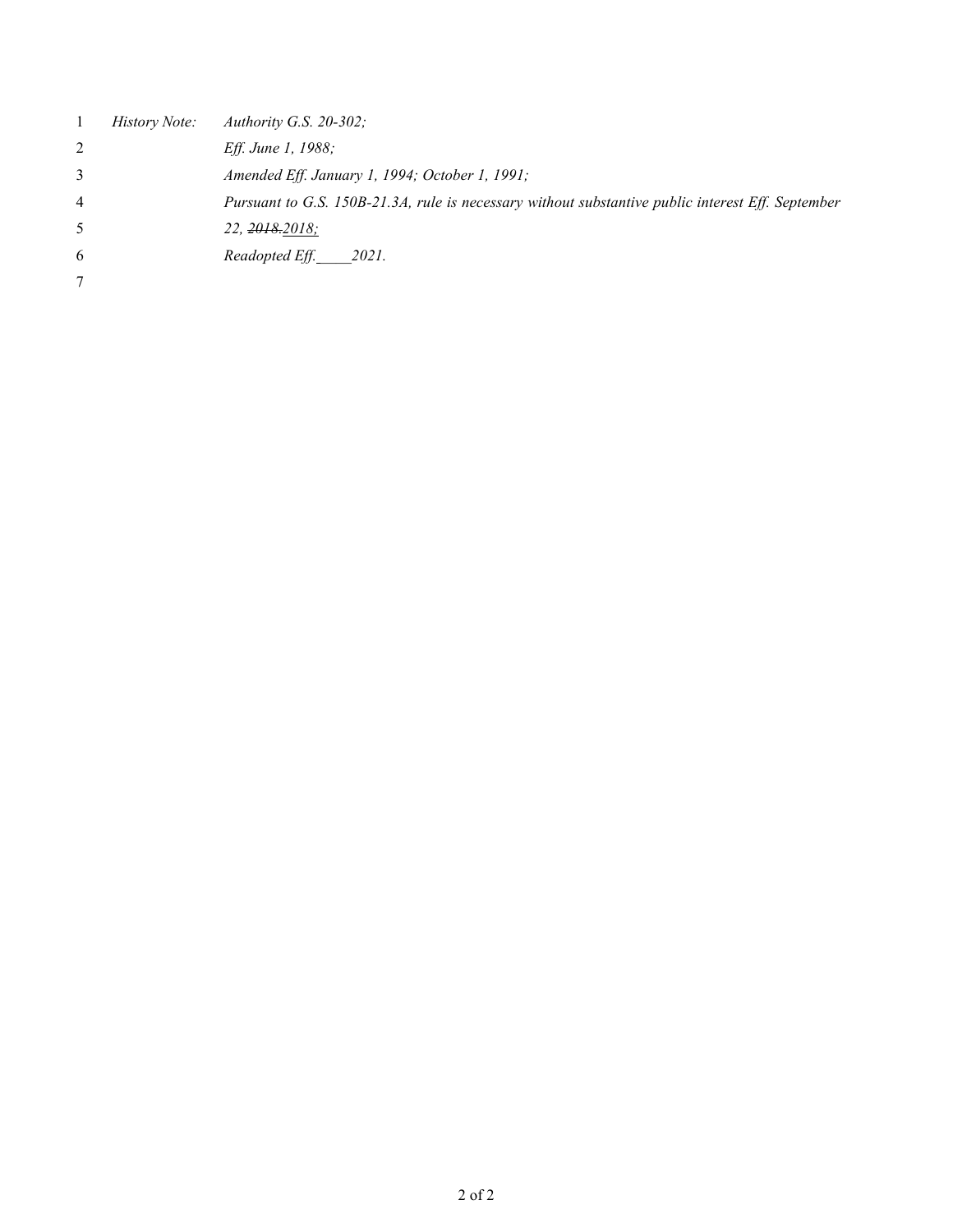*History Note: Authority G.S. 20-302;*
*Eff. June 1, 1988;*
*Amended Eff. January 1, 1994; October 1, 1991;*
*Pursuant to G.S. 150B-21.3A, rule is necessary without substantive public interest Eff. September 22, ~~2018.~~2018;*
*Readopted Eff.\_\_\_\_\_2021.*